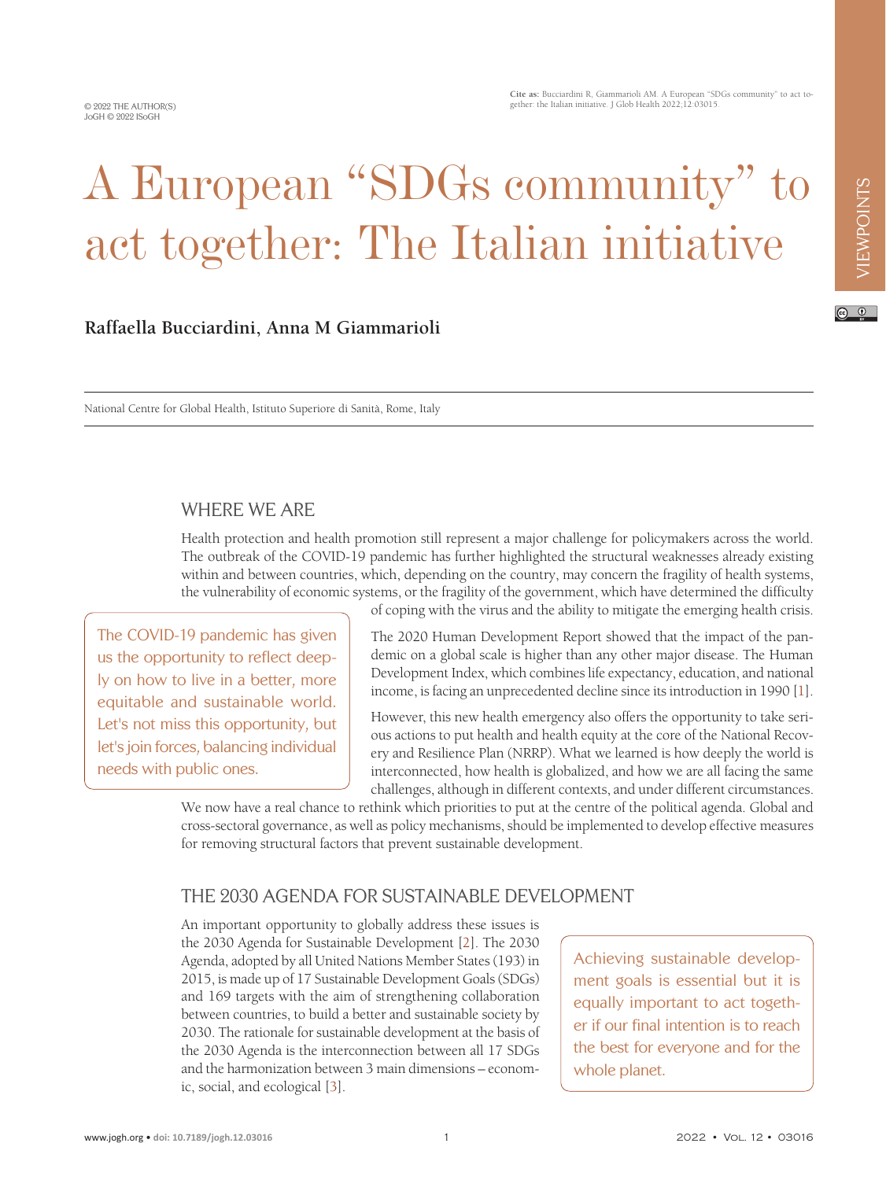# A European "SDGs community" to act together: The Italian initiative

**Raffaella Bucciardini, Anna M Giammarioli**

National Centre for Global Health, Istituto Superiore di Sanità, Rome, Italy

## WHERE WE ARE

Health protection and health promotion still represent a major challenge for policymakers across the world. The outbreak of the COVID-19 pandemic has further highlighted the structural weaknesses already existing within and between countries, which, depending on the country, may concern the fragility of health systems, the vulnerability of economic systems, or the fragility of the government, which have determined the difficulty of coping with the virus and the ability to mitigate the emerging health crisis.

> The COVID-19 pandemic has given us the opportunity to reflect deeply on how to live in a better, more equitable and sustainable world. Let's not miss this opportunity, but let's join forces, balancing individual needs with public ones.

The 2020 Human Development Report showed that the impact of the pandemic on a global scale is higher than any other major disease. The Human Development Index, which combines life expectancy, education, and national income, is facing an unprecedented decline since its introduction in 1990 [1].

However, this new health emergency also offers the opportunity to take serious actions to put health and health equity at the core of the National Recovery and Resilience Plan (NRRP). What we learned is how deeply the world is interconnected, how health is globalized, and how we are all facing the same challenges, although in different contexts, and under different circumstances. We now have a real chance to rethink which priorities to put at the centre of the political agenda. Global and cross-sectoral governance, as well as policy mechanisms, should be implemented to develop effective measures for removing structural factors that prevent sustainable development.

## THE 2030 AGENDA FOR SUSTAINABLE DEVELOPMENT

An important opportunity to globally address these issues is the 2030 Agenda for Sustainable Development [2]. The 2030 Agenda, adopted by all United Nations Member States (193) in 2015, is made up of 17 Sustainable Development Goals (SDGs) and 169 targets with the aim of strengthening collaboration between countries, to build a better and sustainable society by 2030. The rationale for sustainable development at the basis of the 2030 Agenda is the interconnection between all 17 SDGs and the harmonization between 3 main dimensions – economic, social, and ecological [3].

> Achieving sustainable development goals is essential but it is equally important to act together if our final intention is to reach the best for everyone and for the whole planet.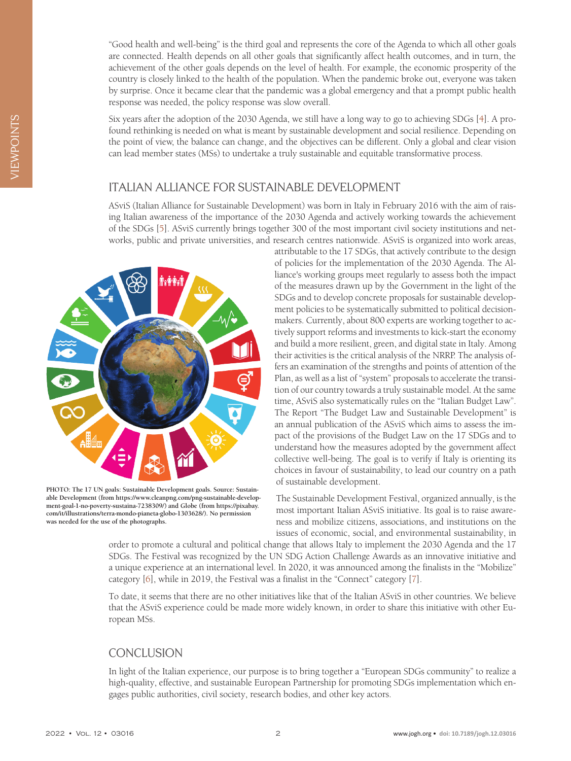"Good health and well-being" is the third goal and represents the core of the Agenda to which all other goals are connected. Health depends on all other goals that significantly affect health outcomes, and in turn, the achievement of the other goals depends on the level of health. For example, the economic prosperity of the country is closely linked to the health of the population. When the pandemic broke out, everyone was taken by surprise. Once it became clear that the pandemic was a global emergency and that a prompt public health response was needed, the policy response was slow overall.

Six years after the adoption of the 2030 Agenda, we still have a long way to go to achieving SDGs [4]. A profound rethinking is needed on what is meant by sustainable development and social resilience. Depending on the point of view, the balance can change, and the objectives can be different. Only a global and clear vision can lead member states (MSs) to undertake a truly sustainable and equitable transformative process.

## ITALIAN ALLIANCE FOR SUSTAINABLE DEVELOPMENT

ASviS (Italian Alliance for Sustainable Development) was born in Italy in February 2016 with the aim of raising Italian awareness of the importance of the 2030 Agenda and actively working towards the achievement of the SDGs [5]. ASviS currently brings together 300 of the most important civil society institutions and networks, public and private universities, and research centres nationwide. ASviS is organized into work areas, attributable to the 17 SDGs, that actively contribute to the design of policies for the implementation of the 2030 Agenda. The Alliance's working groups meet regularly to assess both the impact of the measures drawn up by the Government in the light of the SDGs and to develop concrete proposals for sustainable development policies to be systematically submitted to political decision-makers. Currently, about 800 experts are working together to actively support reforms and investments to kick-start the economy and build a more resilient, green, and digital state in Italy. Among their activities is the critical analysis of the NRRP. The analysis offers an examination of the strengths and points of attention of the Plan, as well as a list of "system" proposals to accelerate the transition of our country towards a truly sustainable model. At the same time, ASviS also systematically rules on the "Italian Budget Law". The Report "The Budget Law and Sustainable Development" is an annual publication of the ASviS which aims to assess the impact of the provisions of the Budget Law on the 17 SDGs and to understand how the measures adopted by the government affect collective well-being. The goal is to verify if Italy is orienting its choices in favour of sustainability, to lead our country on a path of sustainable development.

**PHOTO: The 17 UN goals: Sustainable Development goals. Source: Sustainable Development (from https://www.cleanpng.com/png-sustainable-development-goal-1-no-poverty-sustaina-7238309/) and Globe (from https://pixabay.com/it/illustrations/terra-mondo-pianeta-globo-1303628/). No permission was needed for the use of the photographs.**

The Sustainable Development Festival, organized annually, is the most important Italian ASviS initiative. Its goal is to raise awareness and mobilize citizens, associations, and institutions on the issues of economic, social, and environmental sustainability, in order to promote a cultural and political change that allows Italy to implement the 2030 Agenda and the 17 SDGs. The Festival was recognized by the UN SDG Action Challenge Awards as an innovative initiative and a unique experience at an international level. In 2020, it was announced among the finalists in the "Mobilize" category [6], while in 2019, the Festival was a finalist in the "Connect" category [7].

To date, it seems that there are no other initiatives like that of the Italian ASviS in other countries. We believe that the ASviS experience could be made more widely known, in order to share this initiative with other European MSs.

## CONCLUSION

In light of the Italian experience, our purpose is to bring together a "European SDGs community" to realize a high-quality, effective, and sustainable European Partnership for promoting SDGs implementation which engages public authorities, civil society, research bodies, and other key actors.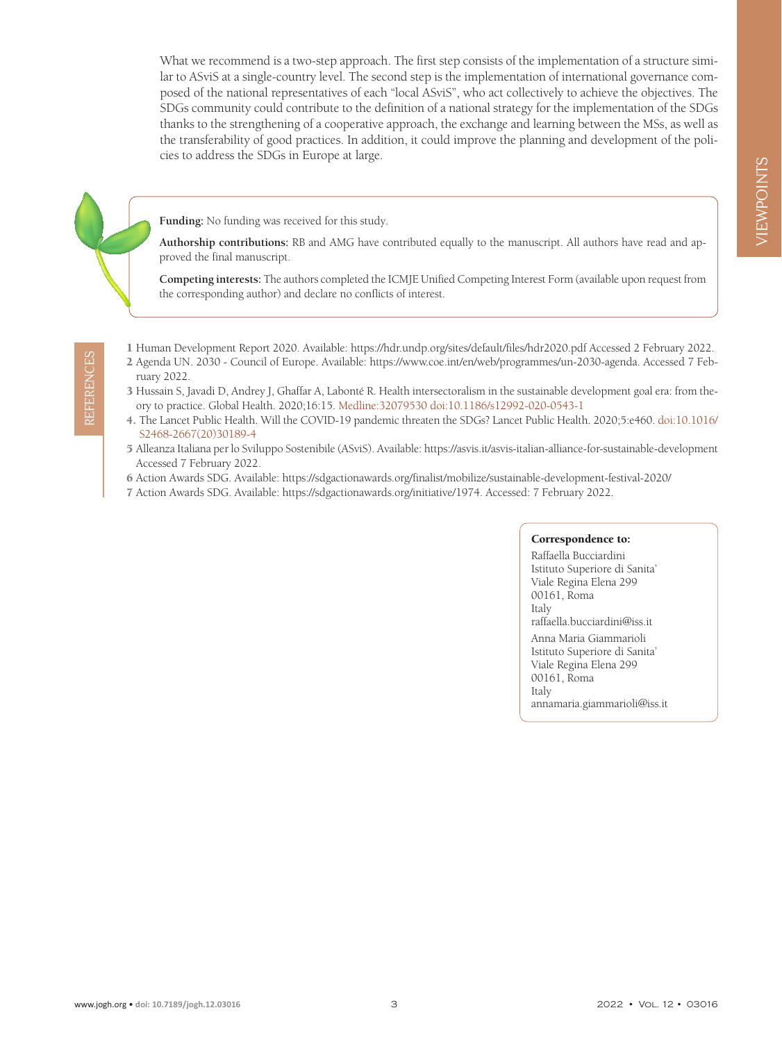What we recommend is a two-step approach. The first step consists of the implementation of a structure similar to ASviS at a single-country level. The second step is the implementation of international governance composed of the national representatives of each "local ASviS", who act collectively to achieve the objectives. The SDGs community could contribute to the definition of a national strategy for the implementation of the SDGs thanks to the strengthening of a cooperative approach, the exchange and learning between the MSs, as well as the transferability of good practices. In addition, it could improve the planning and development of the policies to address the SDGs in Europe at large.

**Funding:** No funding was received for this study.

**Authorship contributions:** RB and AMG have contributed equally to the manuscript. All authors have read and approved the final manuscript.

**Competing interests:** The authors completed the ICMJE Unified Competing Interest Form (available upon request from the corresponding author) and declare no conflicts of interest.

## REFERENCES

1. Human Development Report 2020. Available: https://hdr.undp.org/sites/default/files/hdr2020.pdf Accessed 2 February 2022.
2. Agenda UN. 2030 - Council of Europe. Available: https://www.coe.int/en/web/programmes/un-2030-agenda. Accessed 7 February 2022.
3. Hussain S, Javadi D, Andrey J, Ghaffar A, Labonté R. Health intersectoralism in the sustainable development goal era: from theory to practice. Global Health. 2020;16:15. Medline:32079530 doi:10.1186/s12992-020-0543-1
4. The Lancet Public Health. Will the COVID-19 pandemic threaten the SDGs? Lancet Public Health. 2020;5:e460. doi:10.1016/S2468-2667(20)30189-4
5. Alleanza Italiana per lo Sviluppo Sostenibile (ASviS). Available: https://asvis.it/asvis-italian-alliance-for-sustainable-development Accessed 7 February 2022.
6. Action Awards SDG. Available: https://sdgactionawards.org/finalist/mobilize/sustainable-development-festival-2020/
7. Action Awards SDG. Available: https://sdgactionawards.org/initiative/1974. Accessed: 7 February 2022.

**Correspondence to:**

Raffaella Bucciardini
Istituto Superiore di Sanita'
Viale Regina Elena 299
00161, Roma
Italy
raffaella.bucciardini@iss.it

Anna Maria Giammarioli
Istituto Superiore di Sanita'
Viale Regina Elena 299
00161, Roma
Italy
annamaria.giammarioli@iss.it